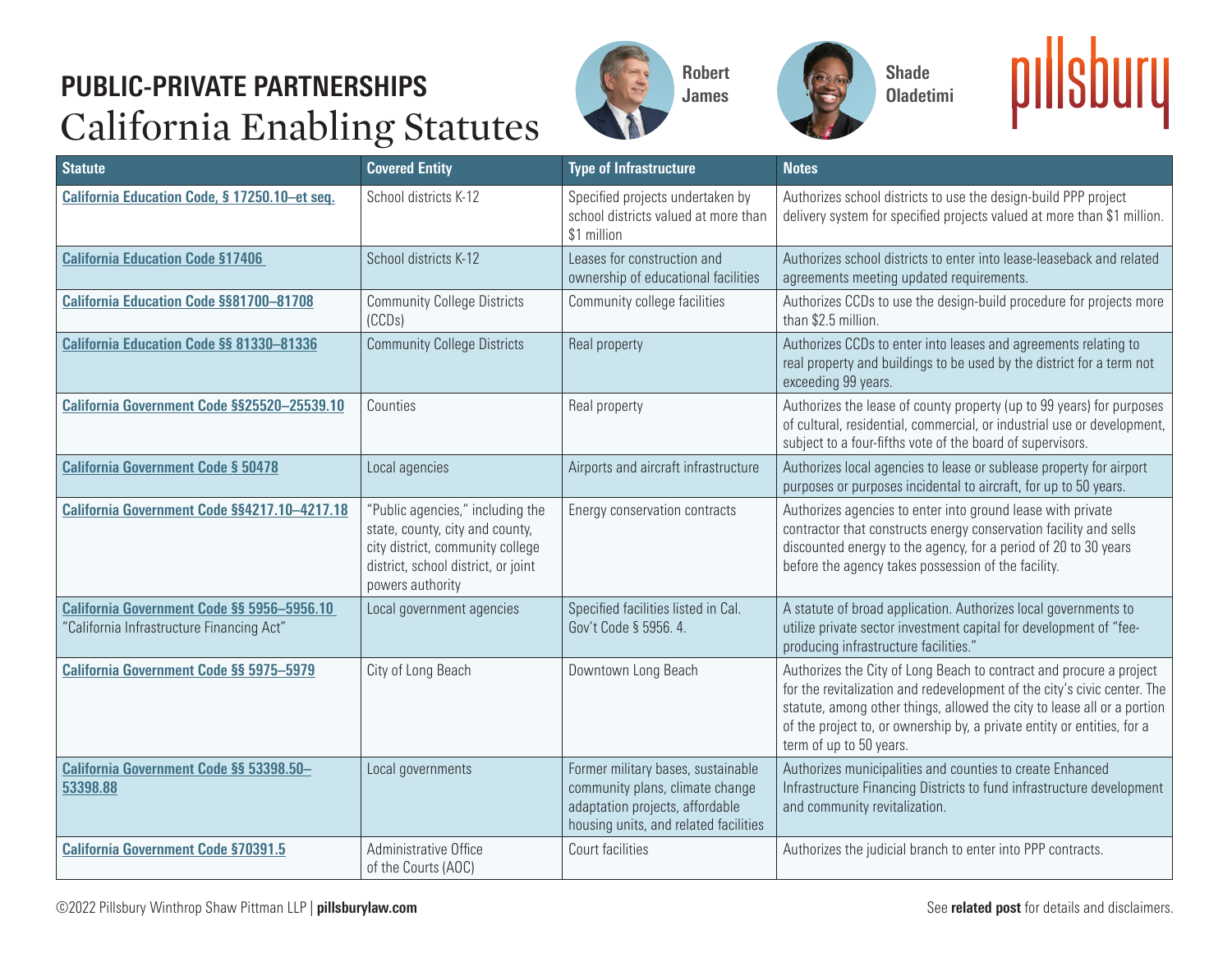# PUBLIC-PRIVATE PARTNERSHIPS

## California Enabling Statutes

Robert James

Shade Oladetimi

pillsbury

| Statute | Covered Entity | Type of Infrastructure | Notes |
| --- | --- | --- | --- |
| California Education Code, § 17250.10–et seq. | School districts K-12 | Specified projects undertaken by school districts valued at more than $1 million | Authorizes school districts to use the design-build PPP project delivery system for specified projects valued at more than $1 million. |
| California Education Code §17406 | School districts K-12 | Leases for construction and ownership of educational facilities | Authorizes school districts to enter into lease-leaseback and related agreements meeting updated requirements. |
| California Education Code §§81700–81708 | Community College Districts (CCDs) | Community college facilities | Authorizes CCDs to use the design-build procedure for projects more than $2.5 million. |
| California Education Code §§ 81330–81336 | Community College Districts | Real property | Authorizes CCDs to enter into leases and agreements relating to real property and buildings to be used by the district for a term not exceeding 99 years. |
| California Government Code §§25520–25539.10 | Counties | Real property | Authorizes the lease of county property (up to 99 years) for purposes of cultural, residential, commercial, or industrial use or development, subject to a four-fifths vote of the board of supervisors. |
| California Government Code § 50478 | Local agencies | Airports and aircraft infrastructure | Authorizes local agencies to lease or sublease property for airport purposes or purposes incidental to aircraft, for up to 50 years. |
| California Government Code §§4217.10–4217.18 | "Public agencies," including the state, county, city and county, city district, community college district, school district, or joint powers authority | Energy conservation contracts | Authorizes agencies to enter into ground lease with private contractor that constructs energy conservation facility and sells discounted energy to the agency, for a period of 20 to 30 years before the agency takes possession of the facility. |
| California Government Code §§ 5956–5956.10 "California Infrastructure Financing Act" | Local government agencies | Specified facilities listed in Cal. Gov't Code § 5956. 4. | A statute of broad application. Authorizes local governments to utilize private sector investment capital for development of "fee-producing infrastructure facilities." |
| California Government Code §§ 5975–5979 | City of Long Beach | Downtown Long Beach | Authorizes the City of Long Beach to contract and procure a project for the revitalization and redevelopment of the city's civic center. The statute, among other things, allowed the city to lease all or a portion of the project to, or ownership by, a private entity or entities, for a term of up to 50 years. |
| California Government Code §§ 53398.50–53398.88 | Local governments | Former military bases, sustainable community plans, climate change adaptation projects, affordable housing units, and related facilities | Authorizes municipalities and counties to create Enhanced Infrastructure Financing Districts to fund infrastructure development and community revitalization. |
| California Government Code §70391.5 | Administrative Office of the Courts (AOC) | Court facilities | Authorizes the judicial branch to enter into PPP contracts. |

©2022 Pillsbury Winthrop Shaw Pittman LLP | **pillsburylaw.com**

See **related post** for details and disclaimers.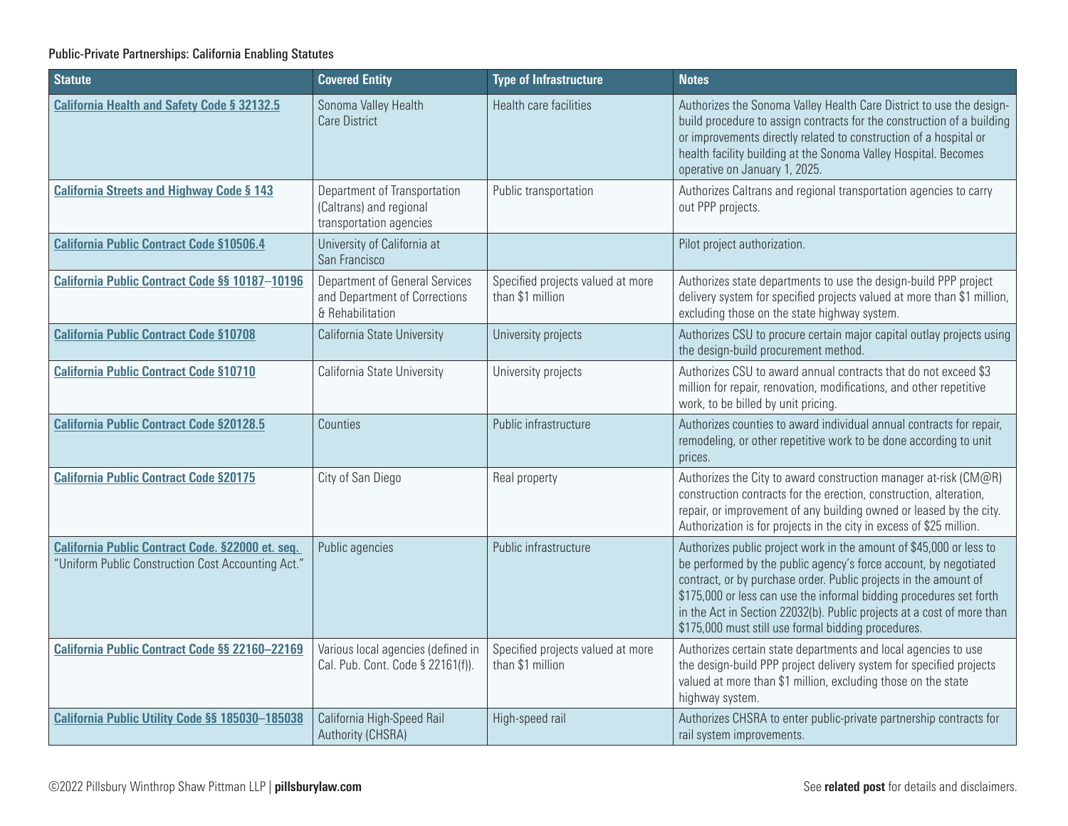Public-Private Partnerships: California Enabling Statutes

| Statute | Covered Entity | Type of Infrastructure | Notes |
| --- | --- | --- | --- |
| **California Health and Safety Code § 32132.5** | Sonoma Valley Health Care District | Health care facilities | Authorizes the Sonoma Valley Health Care District to use the design-build procedure to assign contracts for the construction of a building or improvements directly related to construction of a hospital or health facility building at the Sonoma Valley Hospital. Becomes operative on January 1, 2025. |
| **California Streets and Highway Code § 143** | Department of Transportation (Caltrans) and regional transportation agencies | Public transportation | Authorizes Caltrans and regional transportation agencies to carry out PPP projects. |
| **California Public Contract Code §10506.4** | University of California at San Francisco | | Pilot project authorization. |
| **California Public Contract Code §§ 10187–10196** | Department of General Services and Department of Corrections & Rehabilitation | Specified projects valued at more than $1 million | Authorizes state departments to use the design-build PPP project delivery system for specified projects valued at more than $1 million, excluding those on the state highway system. |
| **California Public Contract Code §10708** | California State University | University projects | Authorizes CSU to procure certain major capital outlay projects using the design-build procurement method. |
| **California Public Contract Code §10710** | California State University | University projects | Authorizes CSU to award annual contracts that do not exceed $3 million for repair, renovation, modifications, and other repetitive work, to be billed by unit pricing. |
| **California Public Contract Code §20128.5** | Counties | Public infrastructure | Authorizes counties to award individual annual contracts for repair, remodeling, or other repetitive work to be done according to unit prices. |
| **California Public Contract Code §20175** | City of San Diego | Real property | Authorizes the City to award construction manager at-risk (CM@R) construction contracts for the erection, construction, alteration, repair, or improvement of any building owned or leased by the city. Authorization is for projects in the city in excess of $25 million. |
| **California Public Contract Code. §22000 et. seq.** "Uniform Public Construction Cost Accounting Act." | Public agencies | Public infrastructure | Authorizes public project work in the amount of $45,000 or less to be performed by the public agency's force account, by negotiated contract, or by purchase order. Public projects in the amount of $175,000 or less can use the informal bidding procedures set forth in the Act in Section 22032(b). Public projects at a cost of more than $175,000 must still use formal bidding procedures. |
| **California Public Contract Code §§ 22160–22169** | Various local agencies (defined in Cal. Pub. Cont. Code § 22161(f)). | Specified projects valued at more than $1 million | Authorizes certain state departments and local agencies to use the design-build PPP project delivery system for specified projects valued at more than $1 million, excluding those on the state highway system. |
| **California Public Utility Code §§ 185030–185038** | California High-Speed Rail Authority (CHSRA) | High-speed rail | Authorizes CHSRA to enter public-private partnership contracts for rail system improvements. |

©2022 Pillsbury Winthrop Shaw Pittman LLP | **pillsburylaw.com**

See **related post** for details and disclaimers.